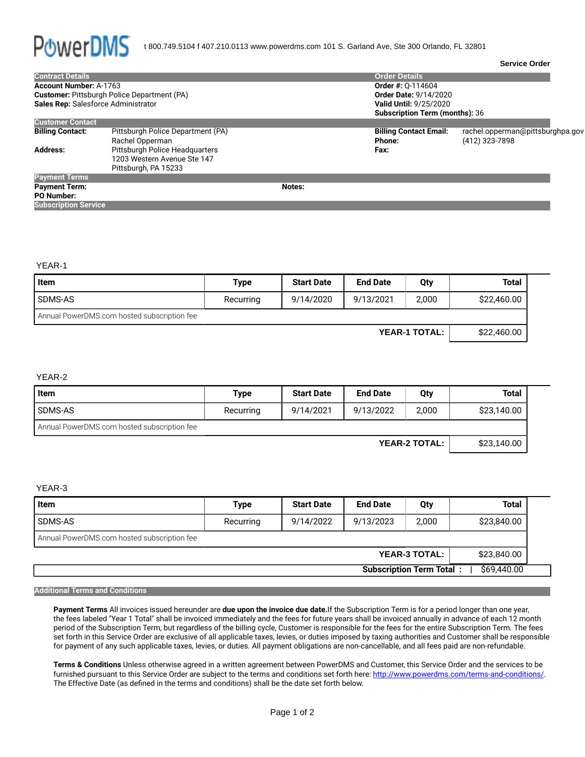**PowerDMS** t 800.749.5104 f 407.210.0113 www.powerdms.com 101 S. Garland Ave, Ste 300 Orlando, FL 32801

**Service Order**

| Contract Details | Order Details |
|---|---|
| **Account Number:** A-1763 | **Order #:** Q-114604 |
| **Customer:** Pittsburgh Police Department (PA) | **Order Date:** 9/14/2020 |
| **Sales Rep:** Salesforce Administrator | **Valid Until:** 9/25/2020 |
| | **Subscription Term (months):** 36 |

**Customer Contact**

| | | | |
|---|---|---|---|
| **Billing Contact:** | Pittsburgh Police Department (PA)<br>Rachel Opperman | **Billing Contact Email:** | rachel.opperman@pittsburghpa.gov |
| | | **Phone:** | (412) 323-7898 |
| **Address:** | Pittsburgh Police Headquarters<br>1203 Western Avenue Ste 147<br>Pittsburgh, PA 15233 | **Fax:** | |

**Payment Terms**

**Payment Term:** **Notes:**

**PO Number:**

**Subscription Service**

YEAR-1

| Item | Type | Start Date | End Date | Qty | Total |
|---|---|---|---|---|---|
| SDMS-AS | Recurring | 9/14/2020 | 9/13/2021 | 2,000 | $22,460.00 |
| Annual PowerDMS.com hosted subscription fee | | | | | |
| | | | | **YEAR-1 TOTAL:** | $22,460.00 |

YEAR-2

| Item | Type | Start Date | End Date | Qty | Total |
|---|---|---|---|---|---|
| SDMS-AS | Recurring | 9/14/2021 | 9/13/2022 | 2,000 | $23,140.00 |
| Annual PowerDMS.com hosted subscription fee | | | | | |
| | | | | **YEAR-2 TOTAL:** | $23,140.00 |

YEAR-3

| Item | Type | Start Date | End Date | Qty | Total |
|---|---|---|---|---|---|
| SDMS-AS | Recurring | 9/14/2022 | 9/13/2023 | 2,000 | $23,840.00 |
| Annual PowerDMS.com hosted subscription fee | | | | | |
| | | | | **YEAR-3 TOTAL:** | $23,840.00 |
| | | | | **Subscription Term Total :** | $69,440.00 |

**Additional Terms and Conditions**

**Payment Terms** All invoices issued hereunder are **due upon the invoice due date.**If the Subscription Term is for a period longer than one year, the fees labeled "Year 1 Total" shall be invoiced immediately and the fees for future years shall be invoiced annually in advance of each 12 month period of the Subscription Term, but regardless of the billing cycle, Customer is responsible for the fees for the entire Subscription Term. The fees set forth in this Service Order are exclusive of all applicable taxes, levies, or duties imposed by taxing authorities and Customer shall be responsible for payment of any such applicable taxes, levies, or duties. All payment obligations are non-cancellable, and all fees paid are non-refundable.

**Terms & Conditions** Unless otherwise agreed in a written agreement between PowerDMS and Customer, this Service Order and the services to be furnished pursuant to this Service Order are subject to the terms and conditions set forth here: http://www.powerdms.com/terms-and-conditions/. The Effective Date (as defined in the terms and conditions) shall be the date set forth below.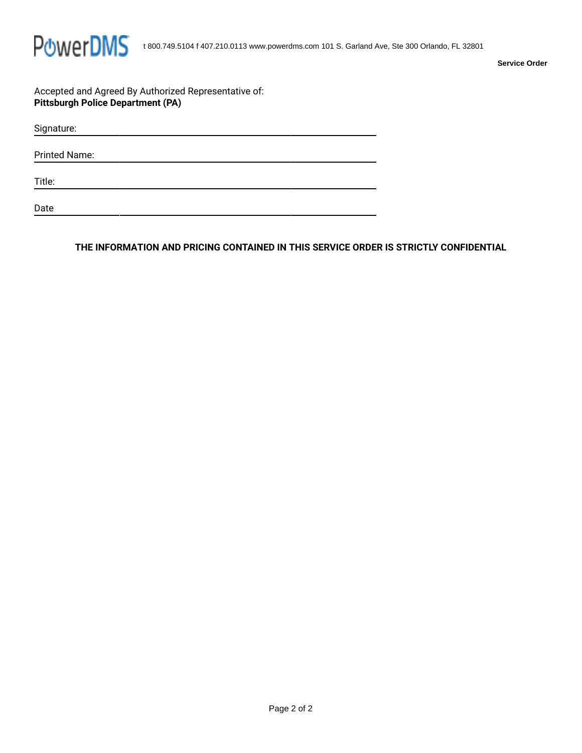Service Order

Accepted and Agreed By Authorized Representative of:
**Pittsburgh Police Department (PA)**

Signature: ______________________________________________

Printed Name: ______________________________________________

Title: ______________________________________________

Date ______________________________________________

**THE INFORMATION AND PRICING CONTAINED IN THIS SERVICE ORDER IS STRICTLY CONFIDENTIAL**